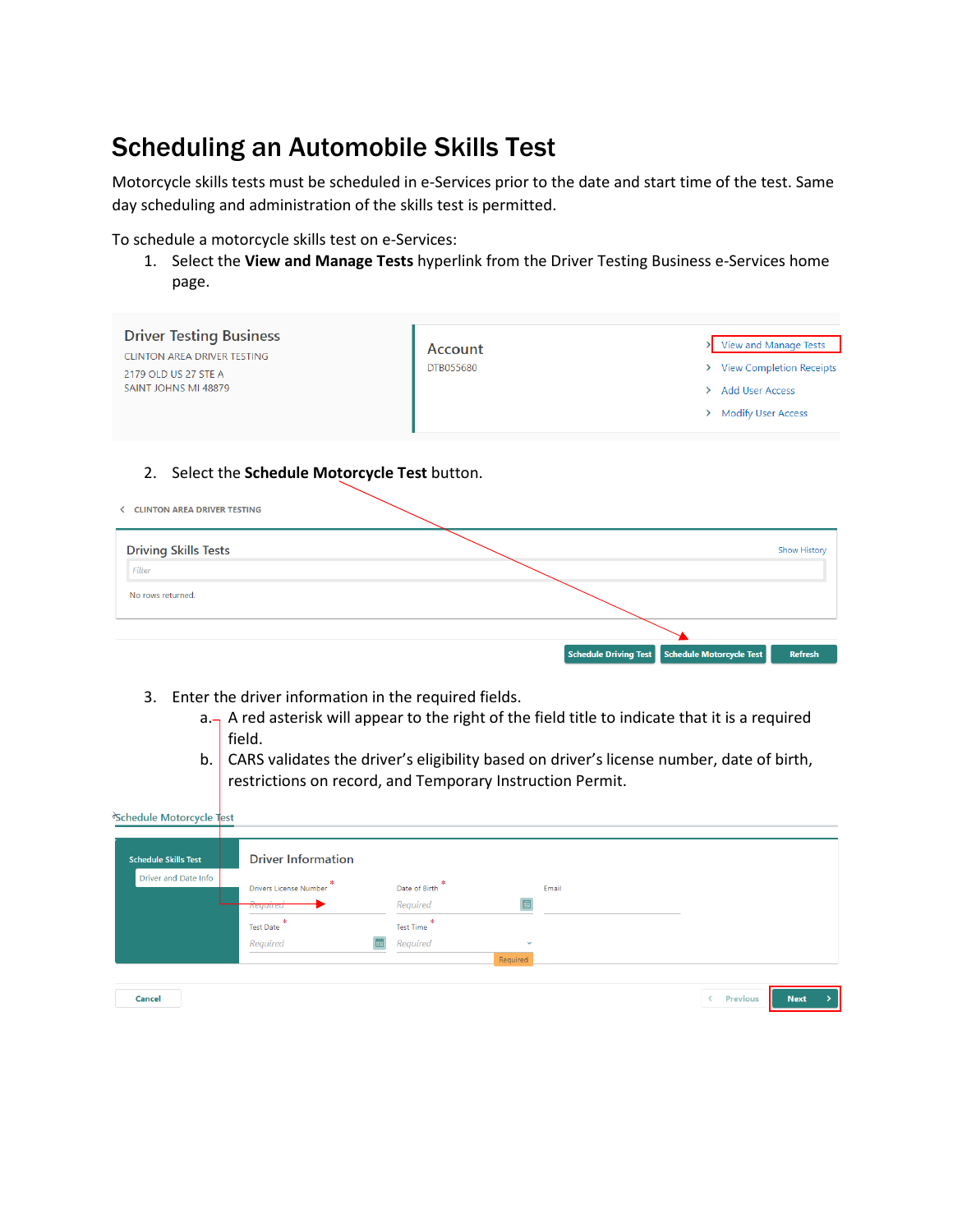# Scheduling an Automobile Skills Test

Motorcycle skills tests must be scheduled in e-Services prior to the date and start time of the test. Same day scheduling and administration of the skills test is permitted.

To schedule a motorcycle skills test on e-Services:

1. Select the **View and Manage Tests** hyperlink from the Driver Testing Business e-Services home page.

Driver Testing Business
CLINTON AREA DRIVER TESTING
2179 OLD US 27 STE A
SAINT JOHNS MI 48879

Account
DTB055680

- View and Manage Tests
- View Completion Receipts
- Add User Access
- Modify User Access

2. Select the **Schedule Motorcycle Test** button.

CLINTON AREA DRIVER TESTING

Driving Skills Tests — Show History

Filter

No rows returned.

Schedule Driving Test | Schedule Motorcycle Test | Refresh

3. Enter the driver information in the required fields.
   a. A red asterisk will appear to the right of the field title to indicate that it is a required field.
   b. CARS validates the driver's eligibility based on driver's license number, date of birth, restrictions on record, and Temporary Instruction Permit.

Schedule Motorcycle Test

Schedule Skills Test
Driver and Date Info

Driver Information

Drivers License Number * — Required
Date of Birth * — Required
Email
Test Date * — Required
Test Time * — Required

Cancel | Previous | Next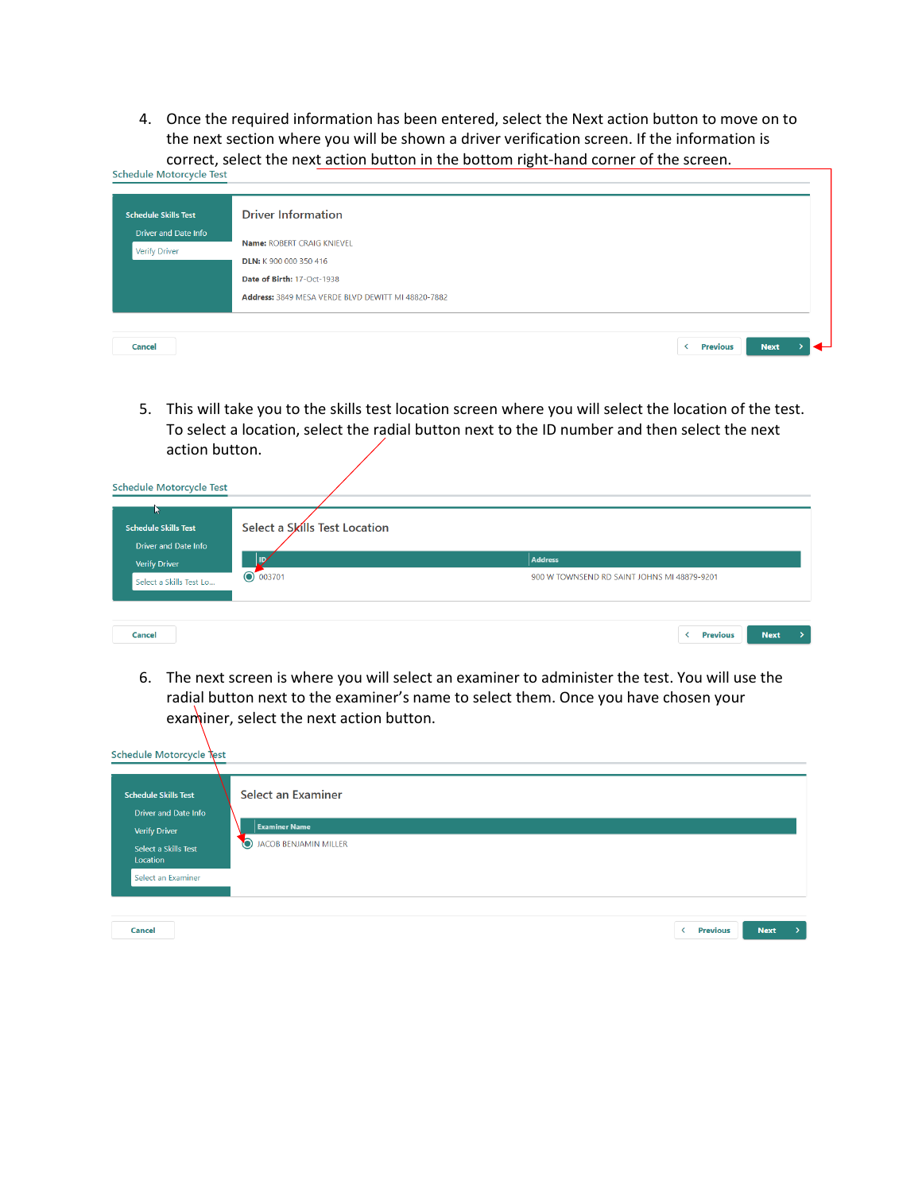4. Once the required information has been entered, select the Next action button to move on to the next section where you will be shown a driver verification screen. If the information is correct, select the next action button in the bottom right-hand corner of the screen.

Schedule Motorcycle Test

Schedule Skills Test
- Driver and Date Info
- Verify Driver

Driver Information

**Name:** ROBERT CRAIG KNIEVEL

**DLN:** K 900 000 350 416

**Date of Birth:** 17-Oct-1938

**Address:** 3849 MESA VERDE BLVD DEWITT MI 48820-7882

Cancel | Previous | Next

5. This will take you to the skills test location screen where you will select the location of the test. To select a location, select the radial button next to the ID number and then select the next action button.

Schedule Motorcycle Test

Schedule Skills Test
- Driver and Date Info
- Verify Driver
- Select a Skills Test Lo...

Select a Skills Test Location

| ID | Address |
|---|---|
| 003701 | 900 W TOWNSEND RD SAINT JOHNS MI 48879-9201 |

Cancel | Previous | Next

6. The next screen is where you will select an examiner to administer the test. You will use the radial button next to the examiner's name to select them. Once you have chosen your examiner, select the next action button.

Schedule Motorcycle Test

Schedule Skills Test
- Driver and Date Info
- Verify Driver
- Select a Skills Test Location
- Select an Examiner

Select an Examiner

| Examiner Name |
|---|
| JACOB BENJAMIN MILLER |

Cancel | Previous | Next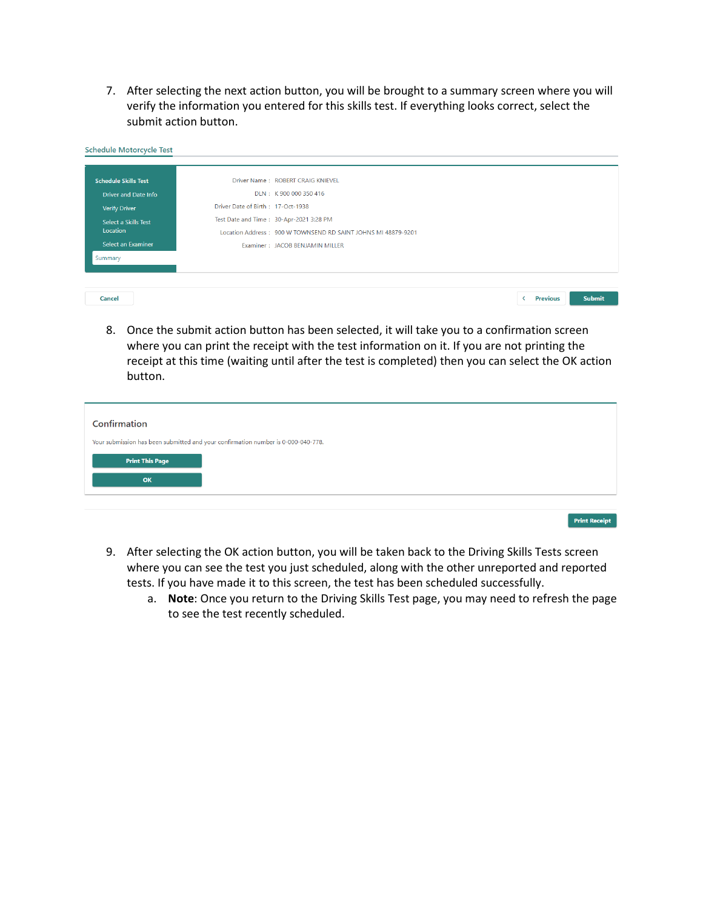7. After selecting the next action button, you will be brought to a summary screen where you will verify the information you entered for this skills test. If everything looks correct, select the submit action button.

Schedule Motorcycle Test

Schedule Skills Test
- Driver and Date Info
- Verify Driver
- Select a Skills Test Location
- Select an Examiner
- Summary

| | |
|---|---|
| Driver Name : | ROBERT CRAIG KNIEVEL |
| DLN : | K 900 000 350 416 |
| Driver Date of Birth : | 17-Oct-1938 |
| Test Date and Time : | 30-Apr-2021 3:28 PM |
| Location Address : | 900 W TOWNSEND RD SAINT JOHNS MI 48879-9201 |
| Examiner : | JACOB BENJAMIN MILLER |

Cancel     < Previous     Submit

8. Once the submit action button has been selected, it will take you to a confirmation screen where you can print the receipt with the test information on it. If you are not printing the receipt at this time (waiting until after the test is completed) then you can select the OK action button.

Confirmation

Your submission has been submitted and your confirmation number is 0-000-040-778.

Print This Page

OK

Print Receipt

9. After selecting the OK action button, you will be taken back to the Driving Skills Tests screen where you can see the test you just scheduled, along with the other unreported and reported tests. If you have made it to this screen, the test has been scheduled successfully.
   a. **Note**: Once you return to the Driving Skills Test page, you may need to refresh the page to see the test recently scheduled.